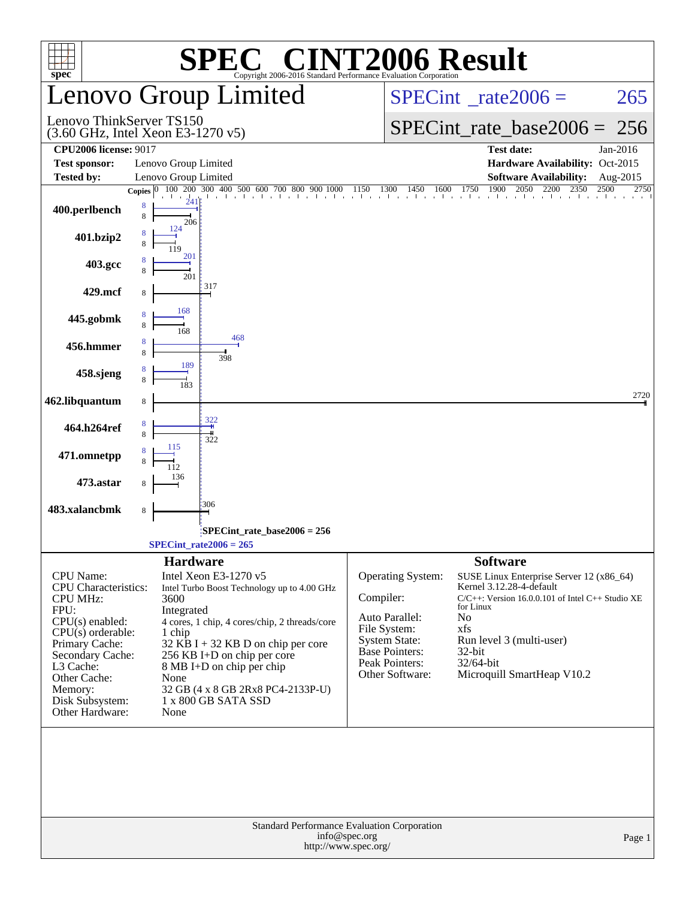# SPEC® CINT2006 Result

Copyright 2006-2016 Standard Performance Evaluation Corporation

## Lenovo Group Limited

Lenovo ThinkServer TS150
(3.60 GHz, Intel Xeon E3-1270 v5)

SPECint_rate2006 = 265

SPECint_rate_base2006 = 256

| | | | |
|---|---|---|---|
| **CPU2006 license:** 9017 | | **Test date:** | Jan-2016 |
| **Test sponsor:** | Lenovo Group Limited | **Hardware Availability:** | Oct-2015 |
| **Tested by:** | Lenovo Group Limited | **Software Availability:** | Aug-2015 |

| Benchmark | Copies (peak) | Peak | Copies (base) | Base |
|---|---|---|---|---|
| 400.perlbench | 8 | 241 | 8 | 206 |
| 401.bzip2 | 8 | 124 | 8 | 119 |
| 403.gcc | 8 | 201 | 8 | 201 |
| 429.mcf | | | 8 | 317 |
| 445.gobmk | 8 | 168 | 8 | 168 |
| 456.hmmer | 8 | 468 | 8 | 398 |
| 458.sjeng | 8 | 189 | 8 | 183 |
| 462.libquantum | | | 8 | 2720 |
| 464.h264ref | 8 | 322 | 8 | 322 |
| 471.omnetpp | 8 | 115 | 8 | 112 |
| 473.astar | | | 8 | 136 |
| 483.xalancbmk | | | 8 | 306 |

SPECint_rate_base2006 = 256

SPECint_rate2006 = 265

### Hardware

| | |
|---|---|
| CPU Name: | Intel Xeon E3-1270 v5 |
| CPU Characteristics: | Intel Turbo Boost Technology up to 4.00 GHz |
| CPU MHz: | 3600 |
| FPU: | Integrated |
| CPU(s) enabled: | 4 cores, 1 chip, 4 cores/chip, 2 threads/core |
| CPU(s) orderable: | 1 chip |
| Primary Cache: | 32 KB I + 32 KB D on chip per core |
| Secondary Cache: | 256 KB I+D on chip per core |
| L3 Cache: | 8 MB I+D on chip per chip |
| Other Cache: | None |
| Memory: | 32 GB (4 x 8 GB 2Rx8 PC4-2133P-U) |
| Disk Subsystem: | 1 x 800 GB SATA SSD |
| Other Hardware: | None |

### Software

| | |
|---|---|
| Operating System: | SUSE Linux Enterprise Server 12 (x86_64) Kernel 3.12.28-4-default |
| Compiler: | C/C++: Version 16.0.0.101 of Intel C++ Studio XE for Linux |
| Auto Parallel: | No |
| File System: | xfs |
| System State: | Run level 3 (multi-user) |
| Base Pointers: | 32-bit |
| Peak Pointers: | 32/64-bit |
| Other Software: | Microquill SmartHeap V10.2 |

Standard Performance Evaluation Corporation
info@spec.org
http://www.spec.org/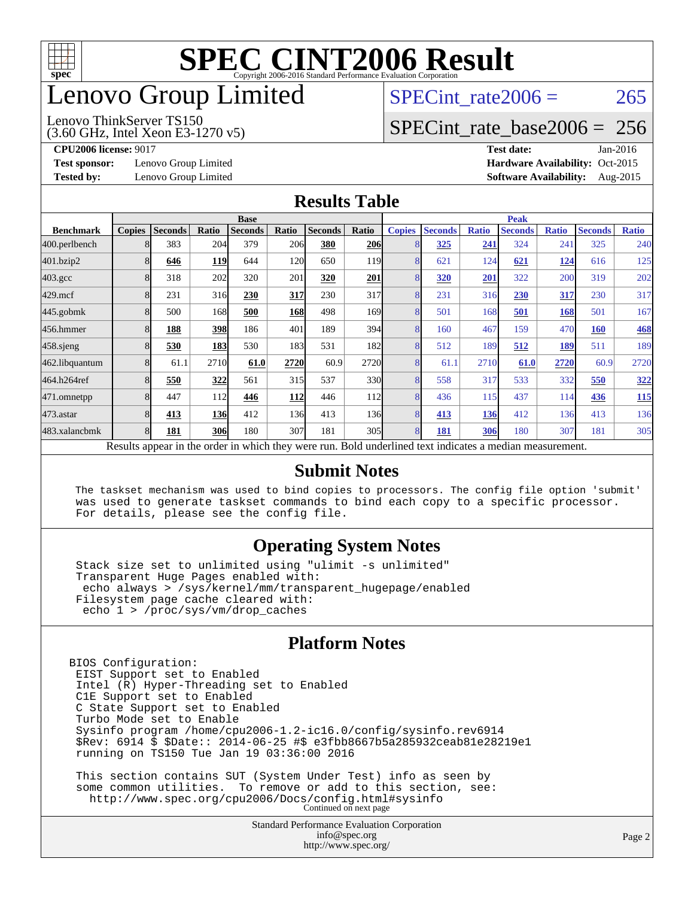# SPEC CINT2006 Result

Copyright 2006-2016 Standard Performance Evaluation Corporation

# Lenovo Group Limited

Lenovo ThinkServer TS150
(3.60 GHz, Intel Xeon E3-1270 v5)

SPECint_rate2006 = 265

SPECint_rate_base2006 = 256

**CPU2006 license:** 9017
**Test sponsor:** Lenovo Group Limited
**Tested by:** Lenovo Group Limited

**Test date:** Jan-2016
**Hardware Availability:** Oct-2015
**Software Availability:** Aug-2015

## Results Table

| Benchmark | Base | | | | | | | Peak | | | | | | |
|---|---|---|---|---|---|---|---|---|---|---|---|---|---|---|
| | Copies | Seconds | Ratio | Seconds | Ratio | Seconds | Ratio | Copies | Seconds | Ratio | Seconds | Ratio | Seconds | Ratio |
| 400.perlbench | 8 | 383 | 204 | 379 | 206 | **380** | **206** | 8 | **325** | **241** | 324 | 241 | 325 | 240 |
| 401.bzip2 | 8 | **646** | **119** | 644 | 120 | 650 | 119 | 8 | 621 | 124 | **621** | **124** | 616 | 125 |
| 403.gcc | 8 | 318 | 202 | 320 | 201 | **320** | **201** | 8 | **320** | **201** | 322 | 200 | 319 | 202 |
| 429.mcf | 8 | 231 | 316 | **230** | **317** | 230 | 317 | 8 | 231 | 316 | **230** | **317** | 230 | 317 |
| 445.gobmk | 8 | 500 | 168 | **500** | **168** | 498 | 169 | 8 | 501 | 168 | **501** | **168** | 501 | 167 |
| 456.hmmer | 8 | **188** | **398** | 186 | 401 | 189 | 394 | 8 | 160 | 467 | 159 | 470 | **160** | **468** |
| 458.sjeng | 8 | **530** | **183** | 530 | 183 | 531 | 182 | 8 | 512 | 189 | **512** | **189** | 511 | 189 |
| 462.libquantum | 8 | 61.1 | 2710 | **61.0** | **2720** | 60.9 | 2720 | 8 | 61.1 | 2710 | **61.0** | **2720** | 60.9 | 2720 |
| 464.h264ref | 8 | **550** | **322** | 561 | 315 | 537 | 330 | 8 | 558 | 317 | 533 | 332 | **550** | **322** |
| 471.omnetpp | 8 | 447 | 112 | **446** | **112** | 446 | 112 | 8 | 436 | 115 | 437 | 114 | **436** | **115** |
| 473.astar | 8 | **413** | **136** | 412 | 136 | 413 | 136 | 8 | **413** | **136** | 412 | 136 | 413 | 136 |
| 483.xalancbmk | 8 | **181** | **306** | 180 | 307 | 181 | 305 | 8 | **181** | **306** | 180 | 307 | 181 | 305 |

Results appear in the order in which they were run. Bold underlined text indicates a median measurement.

## Submit Notes

```
The taskset mechanism was used to bind copies to processors. The config file option 'submit'
was used to generate taskset commands to bind each copy to a specific processor.
For details, please see the config file.
```

## Operating System Notes

```
Stack size set to unlimited using "ulimit -s unlimited"
Transparent Huge Pages enabled with:
 echo always > /sys/kernel/mm/transparent_hugepage/enabled
Filesystem page cache cleared with:
 echo 1 > /proc/sys/vm/drop_caches
```

## Platform Notes

```
BIOS Configuration:
 EIST Support set to Enabled
 Intel (R) Hyper-Threading set to Enabled
 C1E Support set to Enabled
 C State Support set to Enabled
 Turbo Mode set to Enable
 Sysinfo program /home/cpu2006-1.2-ic16.0/config/sysinfo.rev6914
 $Rev: 6914 $ $Date:: 2014-06-25 #$ e3fbb8667b5a285932ceab81e28219e1
 running on TS150 Tue Jan 19 03:36:00 2016

 This section contains SUT (System Under Test) info as seen by
 some common utilities.  To remove or add to this section, see:
   http://www.spec.org/cpu2006/Docs/config.html#sysinfo
```

Continued on next page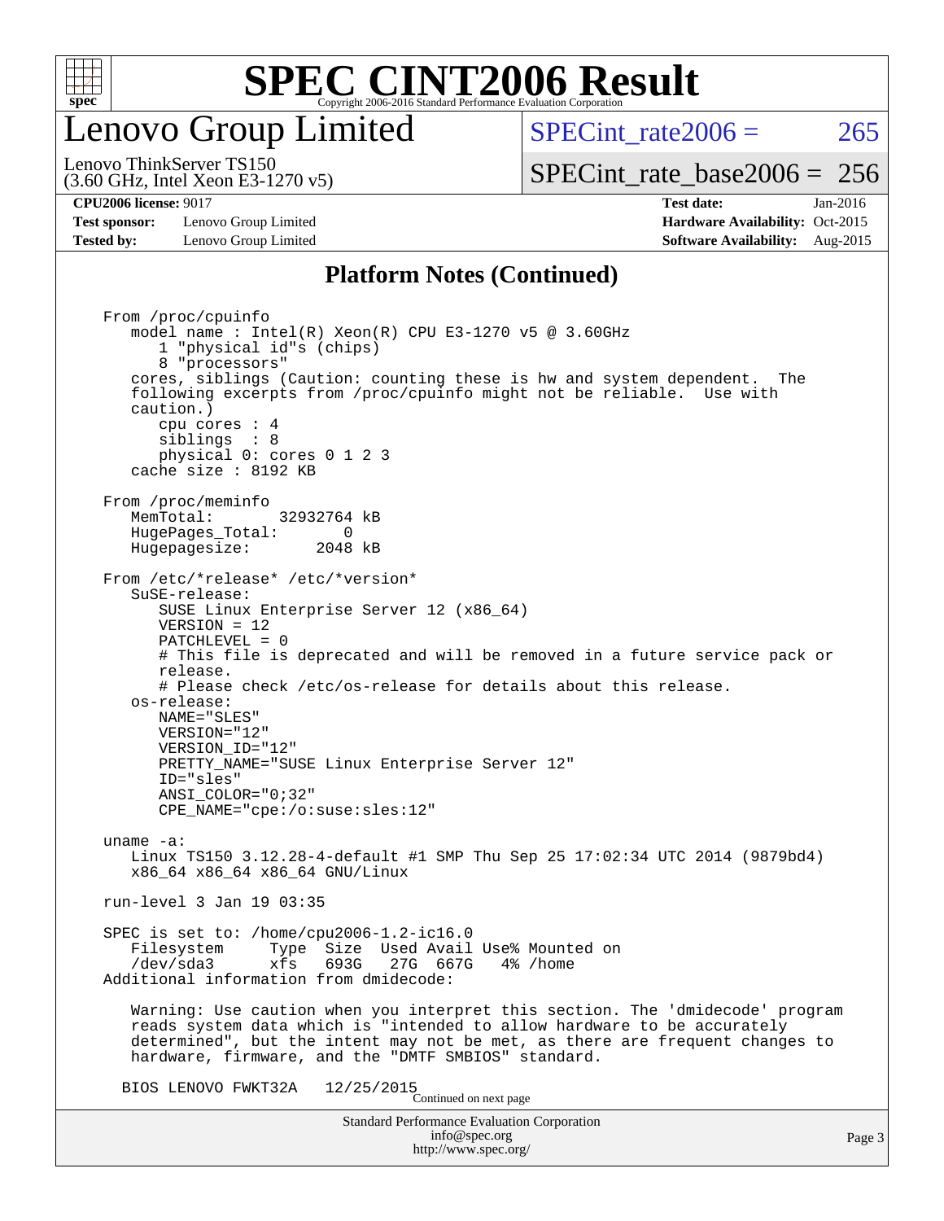# SPEC CINT2006 Result

## Lenovo Group Limited

Lenovo ThinkServer TS150
(3.60 GHz, Intel Xeon E3-1270 v5)

SPECint_rate2006 = 265

SPECint_rate_base2006 = 256

| | | | |
|---|---|---|---|
| **CPU2006 license:** 9017 | | **Test date:** | Jan-2016 |
| **Test sponsor:** | Lenovo Group Limited | **Hardware Availability:** | Oct-2015 |
| **Tested by:** | Lenovo Group Limited | **Software Availability:** | Aug-2015 |

### Platform Notes (Continued)

```
From /proc/cpuinfo
   model name : Intel(R) Xeon(R) CPU E3-1270 v5 @ 3.60GHz
      1 "physical id"s (chips)
      8 "processors"
   cores, siblings (Caution: counting these is hw and system dependent.  The
   following excerpts from /proc/cpuinfo might not be reliable.  Use with
   caution.)
      cpu cores : 4
      siblings  : 8
      physical 0: cores 0 1 2 3
   cache size : 8192 KB

From /proc/meminfo
   MemTotal:       32932764 kB
   HugePages_Total:       0
   Hugepagesize:       2048 kB

From /etc/*release* /etc/*version*
   SuSE-release:
      SUSE Linux Enterprise Server 12 (x86_64)
      VERSION = 12
      PATCHLEVEL = 0
      # This file is deprecated and will be removed in a future service pack or
      release.
      # Please check /etc/os-release for details about this release.
   os-release:
      NAME="SLES"
      VERSION="12"
      VERSION_ID="12"
      PRETTY_NAME="SUSE Linux Enterprise Server 12"
      ID="sles"
      ANSI_COLOR="0;32"
      CPE_NAME="cpe:/o:suse:sles:12"

uname -a:
   Linux TS150 3.12.28-4-default #1 SMP Thu Sep 25 17:02:34 UTC 2014 (9879bd4)
   x86_64 x86_64 x86_64 GNU/Linux

run-level 3 Jan 19 03:35

SPEC is set to: /home/cpu2006-1.2-ic16.0
   Filesystem     Type  Size  Used Avail Use% Mounted on
   /dev/sda3      xfs   693G   27G  667G   4% /home
Additional information from dmidecode:

   Warning: Use caution when you interpret this section. The 'dmidecode' program
   reads system data which is "intended to allow hardware to be accurately
   determined", but the intent may not be met, as there are frequent changes to
   hardware, firmware, and the "DMTF SMBIOS" standard.

  BIOS LENOVO FWKT32A    12/25/2015
```

Continued on next page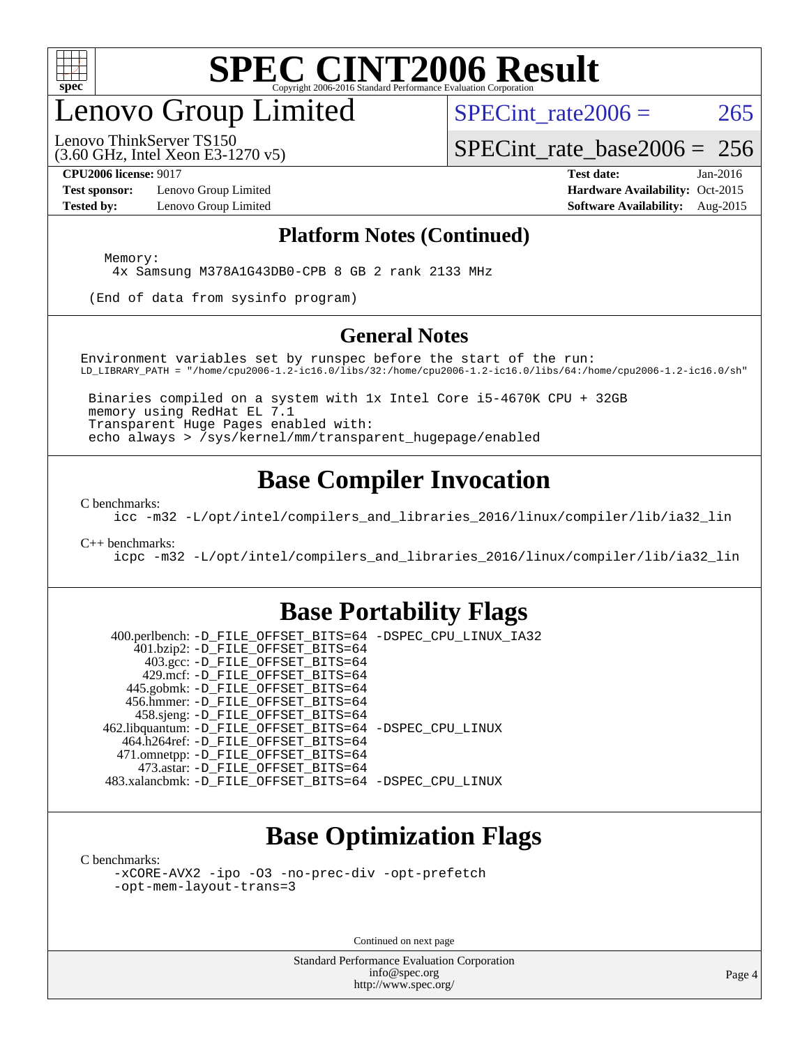# SPEC CINT2006 Result

## Lenovo Group Limited

Lenovo ThinkServer TS150
(3.60 GHz, Intel Xeon E3-1270 v5)

SPECint_rate2006 = 265

SPECint_rate_base2006 = 256

**CPU2006 license:** 9017
**Test sponsor:** Lenovo Group Limited
**Tested by:** Lenovo Group Limited

**Test date:** Jan-2016
**Hardware Availability:** Oct-2015
**Software Availability:** Aug-2015

### Platform Notes (Continued)

```
Memory:
 4x Samsung M378A1G43DB0-CPB 8 GB 2 rank 2133 MHz

(End of data from sysinfo program)
```

### General Notes

```
Environment variables set by runspec before the start of the run:
LD_LIBRARY_PATH = "/home/cpu2006-1.2-ic16.0/libs/32:/home/cpu2006-1.2-ic16.0/libs/64:/home/cpu2006-1.2-ic16.0/sh"

 Binaries compiled on a system with 1x Intel Core i5-4670K CPU + 32GB
 memory using RedHat EL 7.1
 Transparent Huge Pages enabled with:
 echo always > /sys/kernel/mm/transparent_hugepage/enabled
```

## Base Compiler Invocation

C benchmarks:
```
icc -m32 -L/opt/intel/compilers_and_libraries_2016/linux/compiler/lib/ia32_lin
```

C++ benchmarks:
```
icpc -m32 -L/opt/intel/compilers_and_libraries_2016/linux/compiler/lib/ia32_lin
```

## Base Portability Flags

```
   400.perlbench: -D_FILE_OFFSET_BITS=64 -DSPEC_CPU_LINUX_IA32
       401.bzip2: -D_FILE_OFFSET_BITS=64
         403.gcc: -D_FILE_OFFSET_BITS=64
         429.mcf: -D_FILE_OFFSET_BITS=64
       445.gobmk: -D_FILE_OFFSET_BITS=64
       456.hmmer: -D_FILE_OFFSET_BITS=64
       458.sjeng: -D_FILE_OFFSET_BITS=64
  462.libquantum: -D_FILE_OFFSET_BITS=64 -DSPEC_CPU_LINUX
     464.h264ref: -D_FILE_OFFSET_BITS=64
     471.omnetpp: -D_FILE_OFFSET_BITS=64
       473.astar: -D_FILE_OFFSET_BITS=64
  483.xalancbmk: -D_FILE_OFFSET_BITS=64 -DSPEC_CPU_LINUX
```

## Base Optimization Flags

C benchmarks:
```
-xCORE-AVX2 -ipo -O3 -no-prec-div -opt-prefetch
-opt-mem-layout-trans=3
```

Continued on next page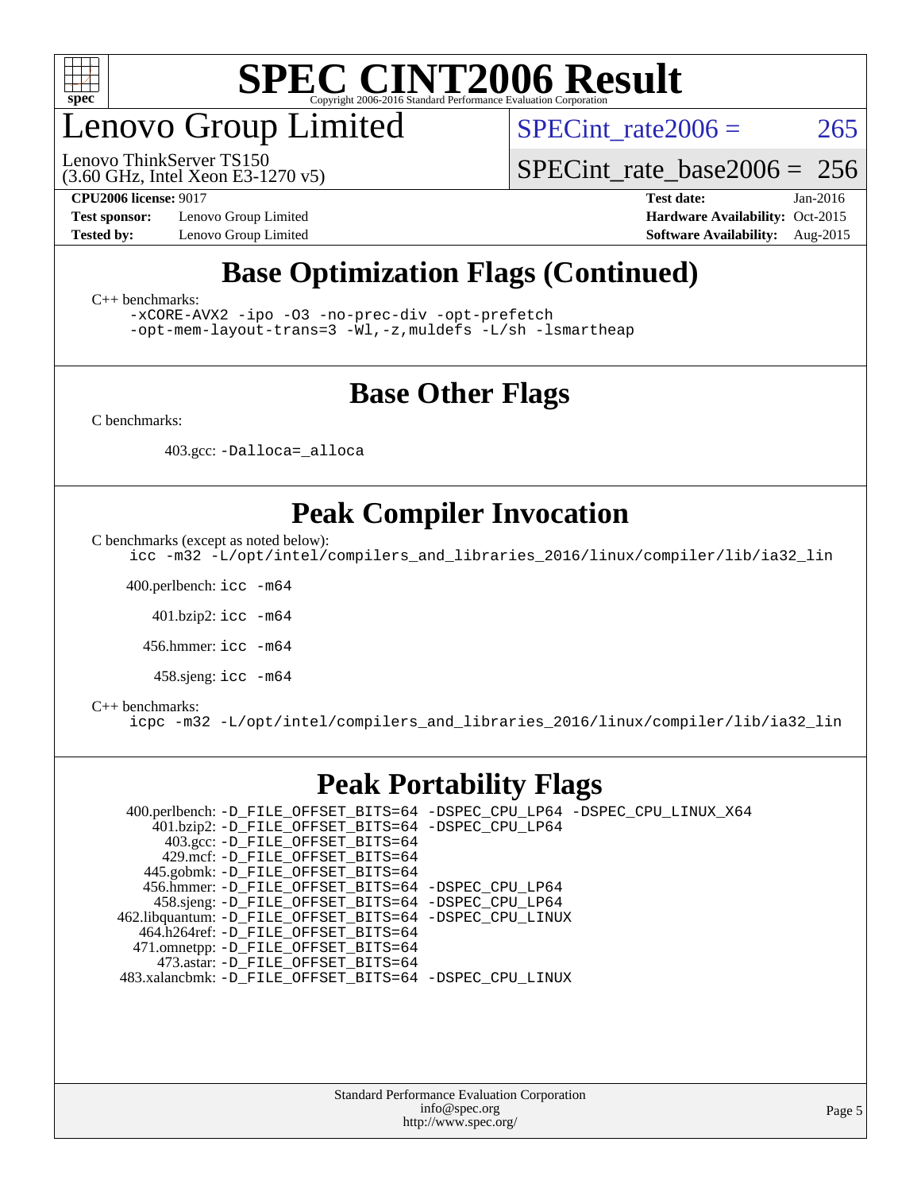# SPEC CINT2006 Result

Copyright 2006-2016 Standard Performance Evaluation Corporation

## Lenovo Group Limited

Lenovo ThinkServer TS150
(3.60 GHz, Intel Xeon E3-1270 v5)

SPECint_rate2006 = 265

SPECint_rate_base2006 = 256

**CPU2006 license:** 9017
**Test sponsor:** Lenovo Group Limited
**Tested by:** Lenovo Group Limited

**Test date:** Jan-2016
**Hardware Availability:** Oct-2015
**Software Availability:** Aug-2015

## Base Optimization Flags (Continued)

C++ benchmarks:

```
-xCORE-AVX2 -ipo -O3 -no-prec-div -opt-prefetch
-opt-mem-layout-trans=3 -Wl,-z,muldefs -L/sh -lsmartheap
```

## Base Other Flags

C benchmarks:

403.gcc: `-Dalloca=_alloca`

## Peak Compiler Invocation

C benchmarks (except as noted below):

```
icc -m32 -L/opt/intel/compilers_and_libraries_2016/linux/compiler/lib/ia32_lin
```

400.perlbench: `icc -m64`

401.bzip2: `icc -m64`

456.hmmer: `icc -m64`

458.sjeng: `icc -m64`

C++ benchmarks:

```
icpc -m32 -L/opt/intel/compilers_and_libraries_2016/linux/compiler/lib/ia32_lin
```

## Peak Portability Flags

```
400.perlbench: -D_FILE_OFFSET_BITS=64 -DSPEC_CPU_LP64 -DSPEC_CPU_LINUX_X64
    401.bzip2: -D_FILE_OFFSET_BITS=64 -DSPEC_CPU_LP64
      403.gcc: -D_FILE_OFFSET_BITS=64
      429.mcf: -D_FILE_OFFSET_BITS=64
    445.gobmk: -D_FILE_OFFSET_BITS=64
    456.hmmer: -D_FILE_OFFSET_BITS=64 -DSPEC_CPU_LP64
    458.sjeng: -D_FILE_OFFSET_BITS=64 -DSPEC_CPU_LP64
462.libquantum: -D_FILE_OFFSET_BITS=64 -DSPEC_CPU_LINUX
  464.h264ref: -D_FILE_OFFSET_BITS=64
  471.omnetpp: -D_FILE_OFFSET_BITS=64
    473.astar: -D_FILE_OFFSET_BITS=64
483.xalancbmk: -D_FILE_OFFSET_BITS=64 -DSPEC_CPU_LINUX
```

Standard Performance Evaluation Corporation
info@spec.org
http://www.spec.org/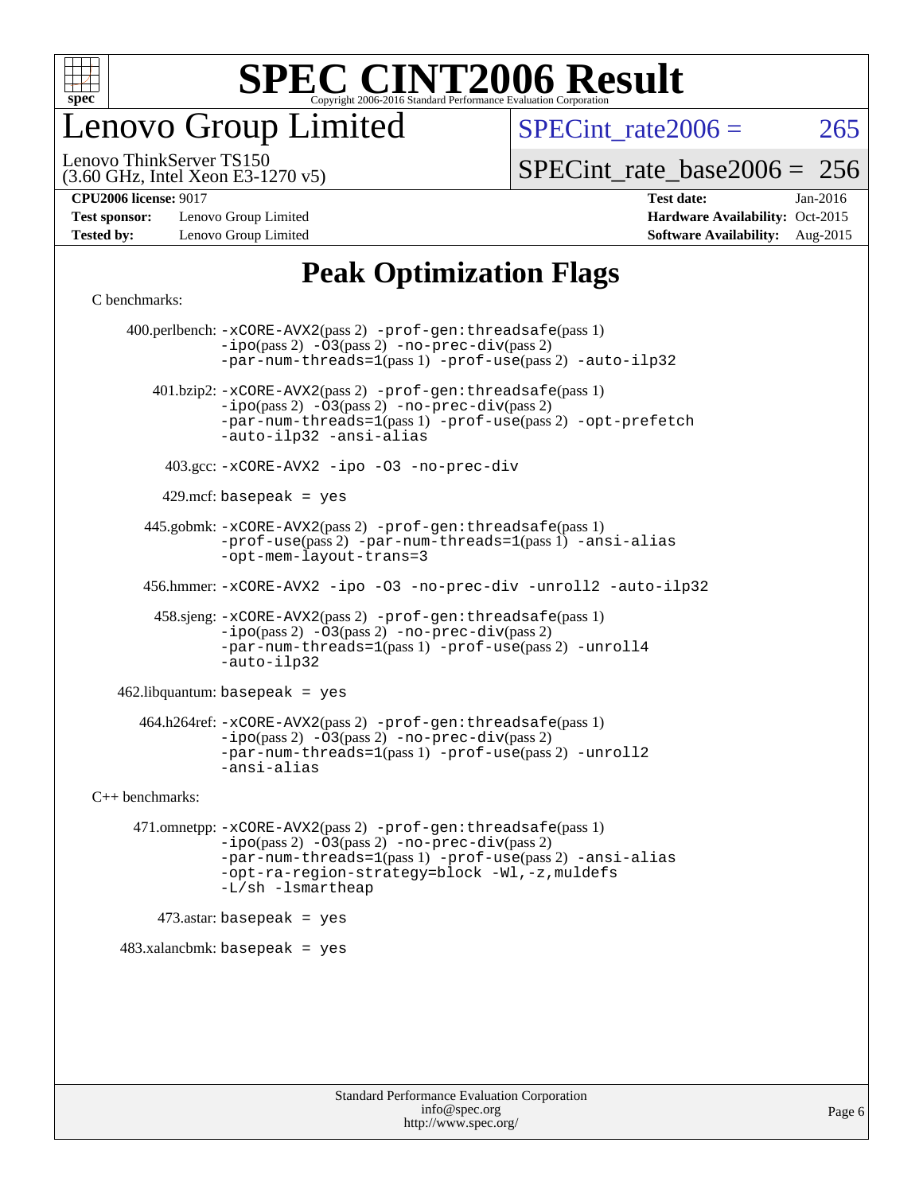# SPEC CINT2006 Result

Copyright 2006-2016 Standard Performance Evaluation Corporation

# Lenovo Group Limited

Lenovo ThinkServer TS150
(3.60 GHz, Intel Xeon E3-1270 v5)

SPECint_rate2006 = 265

SPECint_rate_base2006 = 256

**CPU2006 license:** 9017
**Test sponsor:** Lenovo Group Limited
**Tested by:** Lenovo Group Limited

**Test date:** Jan-2016
**Hardware Availability:** Oct-2015
**Software Availability:** Aug-2015

## Peak Optimization Flags

C benchmarks:

400.perlbench: `-xCORE-AVX2`(pass 2) `-prof-gen:threadsafe`(pass 1) `-ipo`(pass 2) `-O3`(pass 2) `-no-prec-div`(pass 2) `-par-num-threads=1`(pass 1) `-prof-use`(pass 2) `-auto-ilp32`

401.bzip2: `-xCORE-AVX2`(pass 2) `-prof-gen:threadsafe`(pass 1) `-ipo`(pass 2) `-O3`(pass 2) `-no-prec-div`(pass 2) `-par-num-threads=1`(pass 1) `-prof-use`(pass 2) `-opt-prefetch` `-auto-ilp32` `-ansi-alias`

403.gcc: `-xCORE-AVX2 -ipo -O3 -no-prec-div`

429.mcf: `basepeak = yes`

445.gobmk: `-xCORE-AVX2`(pass 2) `-prof-gen:threadsafe`(pass 1) `-prof-use`(pass 2) `-par-num-threads=1`(pass 1) `-ansi-alias` `-opt-mem-layout-trans=3`

456.hmmer: `-xCORE-AVX2 -ipo -O3 -no-prec-div -unroll2 -auto-ilp32`

458.sjeng: `-xCORE-AVX2`(pass 2) `-prof-gen:threadsafe`(pass 1) `-ipo`(pass 2) `-O3`(pass 2) `-no-prec-div`(pass 2) `-par-num-threads=1`(pass 1) `-prof-use`(pass 2) `-unroll4` `-auto-ilp32`

462.libquantum: `basepeak = yes`

464.h264ref: `-xCORE-AVX2`(pass 2) `-prof-gen:threadsafe`(pass 1) `-ipo`(pass 2) `-O3`(pass 2) `-no-prec-div`(pass 2) `-par-num-threads=1`(pass 1) `-prof-use`(pass 2) `-unroll2` `-ansi-alias`

C++ benchmarks:

471.omnetpp: `-xCORE-AVX2`(pass 2) `-prof-gen:threadsafe`(pass 1) `-ipo`(pass 2) `-O3`(pass 2) `-no-prec-div`(pass 2) `-par-num-threads=1`(pass 1) `-prof-use`(pass 2) `-ansi-alias` `-opt-ra-region-strategy=block` `-Wl,-z,muldefs` `-L/sh -lsmartheap`

473.astar: `basepeak = yes`

483.xalancbmk: `basepeak = yes`

Standard Performance Evaluation Corporation
info@spec.org
http://www.spec.org/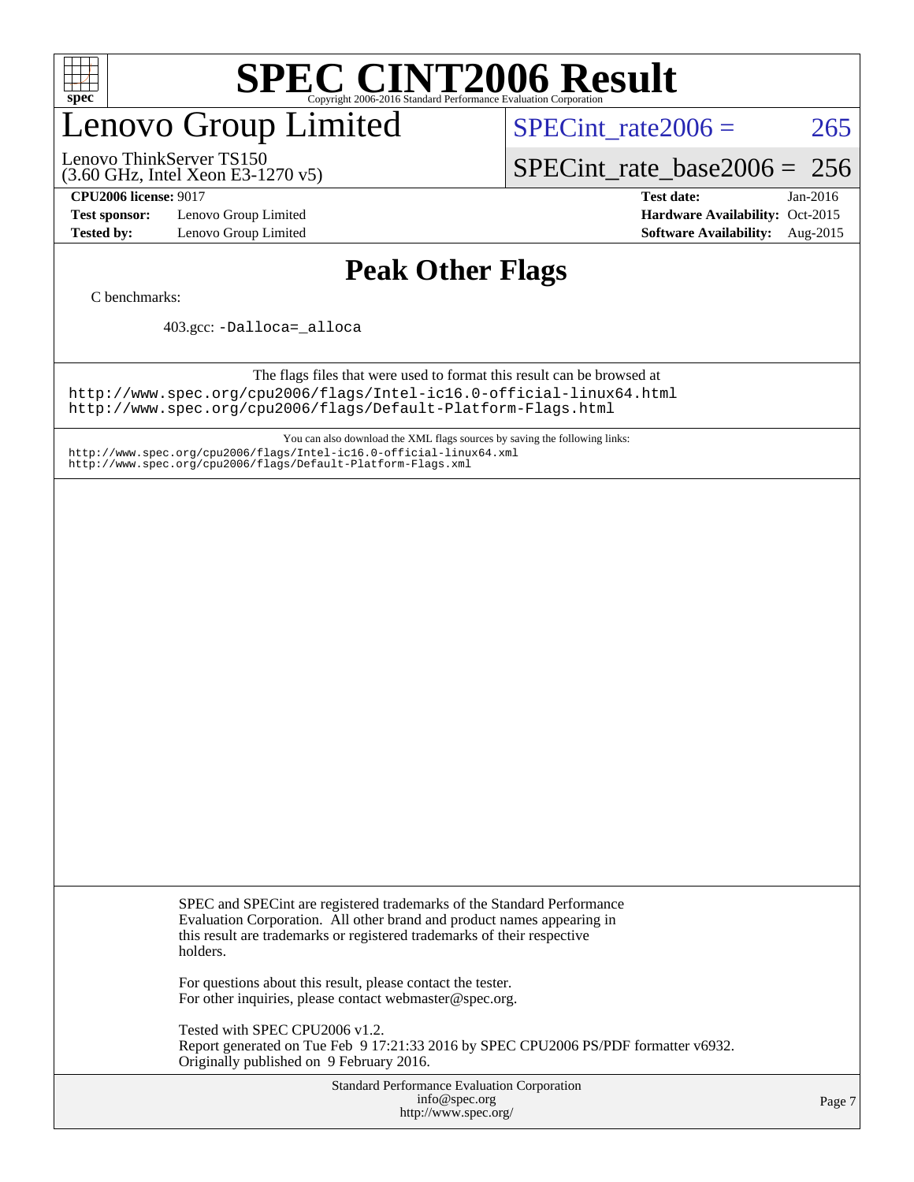# SPEC CINT2006 Result

Copyright 2006-2016 Standard Performance Evaluation Corporation

# Lenovo Group Limited

Lenovo ThinkServer TS150
(3.60 GHz, Intel Xeon E3-1270 v5)

SPECint_rate2006 = 265

SPECint_rate_base2006 = 256

**CPU2006 license:** 9017
**Test sponsor:** Lenovo Group Limited
**Tested by:** Lenovo Group Limited

**Test date:** Jan-2016
**Hardware Availability:** Oct-2015
**Software Availability:** Aug-2015

## Peak Other Flags

C benchmarks:

403.gcc: `-Dalloca=_alloca`

The flags files that were used to format this result can be browsed at
http://www.spec.org/cpu2006/flags/Intel-ic16.0-official-linux64.html
http://www.spec.org/cpu2006/flags/Default-Platform-Flags.html

You can also download the XML flags sources by saving the following links:
http://www.spec.org/cpu2006/flags/Intel-ic16.0-official-linux64.xml
http://www.spec.org/cpu2006/flags/Default-Platform-Flags.xml

SPEC and SPECint are registered trademarks of the Standard Performance Evaluation Corporation. All other brand and product names appearing in this result are trademarks or registered trademarks of their respective holders.

For questions about this result, please contact the tester.
For other inquiries, please contact webmaster@spec.org.

Tested with SPEC CPU2006 v1.2.
Report generated on Tue Feb 9 17:21:33 2016 by SPEC CPU2006 PS/PDF formatter v6932.
Originally published on 9 February 2016.

Standard Performance Evaluation Corporation
info@spec.org
http://www.spec.org/